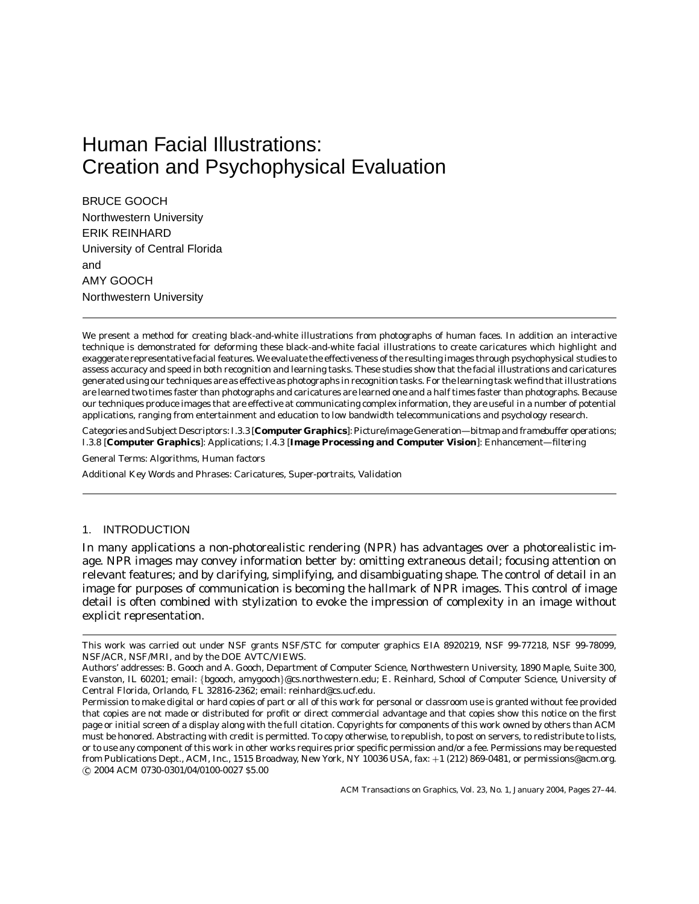# Human Facial Illustrations: Creation and Psychophysical Evaluation

BRUCE GOOCH
Northwestern University
ERIK REINHARD
University of Central Florida
and
AMY GOOCH
Northwestern University

---

We present a method for creating black-and-white illustrations from photographs of human faces. In addition an interactive technique is demonstrated for deforming these black-and-white facial illustrations to create caricatures which highlight and exaggerate representative facial features. We evaluate the effectiveness of the resulting images through psychophysical studies to assess accuracy and speed in both recognition and learning tasks. These studies show that the facial illustrations and caricatures generated using our techniques are as effective as photographs in recognition tasks. For the learning task we find that illustrations are learned two times faster than photographs and caricatures are learned one and a half times faster than photographs. Because our techniques produce images that are effective at communicating complex information, they are useful in a number of potential applications, ranging from entertainment and education to low bandwidth telecommunications and psychology research.

Categories and Subject Descriptors: I.3.3 [**Computer Graphics**]: Picture/image Generation—*bitmap and framebuffer operations*; I.3.8 [**Computer Graphics**]: Applications; I.4.3 [**Image Processing and Computer Vision**]: Enhancement—*filtering*

General Terms: Algorithms, Human factors

Additional Key Words and Phrases: Caricatures, Super-portraits, Validation

---

## 1. INTRODUCTION

In many applications a non-photorealistic rendering (NPR) has advantages over a photorealistic image. NPR images may convey information better by: omitting extraneous detail; focusing attention on relevant features; and by clarifying, simplifying, and disambiguating shape. The control of detail in an image for purposes of communication is becoming the hallmark of NPR images. This control of image detail is often combined with stylization to evoke the impression of complexity in an image without explicit representation.

---

This work was carried out under NSF grants NSF/STC for computer graphics EIA 8920219, NSF 99-77218, NSF 99-78099, NSF/ACR, NSF/MRI, and by the DOE AVTC/VIEWS.

Authors' addresses: B. Gooch and A. Gooch, Department of Computer Science, Northwestern University, 1890 Maple, Suite 300, Evanston, IL 60201; email: {bgooch, amygooch}@cs.northwestern.edu; E. Reinhard, School of Computer Science, University of Central Florida, Orlando, FL 32816-2362; email: reinhard@cs.ucf.edu.

Permission to make digital or hard copies of part or all of this work for personal or classroom use is granted without fee provided that copies are not made or distributed for profit or direct commercial advantage and that copies show this notice on the first page or initial screen of a display along with the full citation. Copyrights for components of this work owned by others than ACM must be honored. Abstracting with credit is permitted. To copy otherwise, to republish, to post on servers, to redistribute to lists, or to use any component of this work in other works requires prior specific permission and/or a fee. Permissions may be requested from Publications Dept., ACM, Inc., 1515 Broadway, New York, NY 10036 USA, fax: +1 (212) 869-0481, or permissions@acm.org.
© 2004 ACM 0730-0301/04/0100-0027 $5.00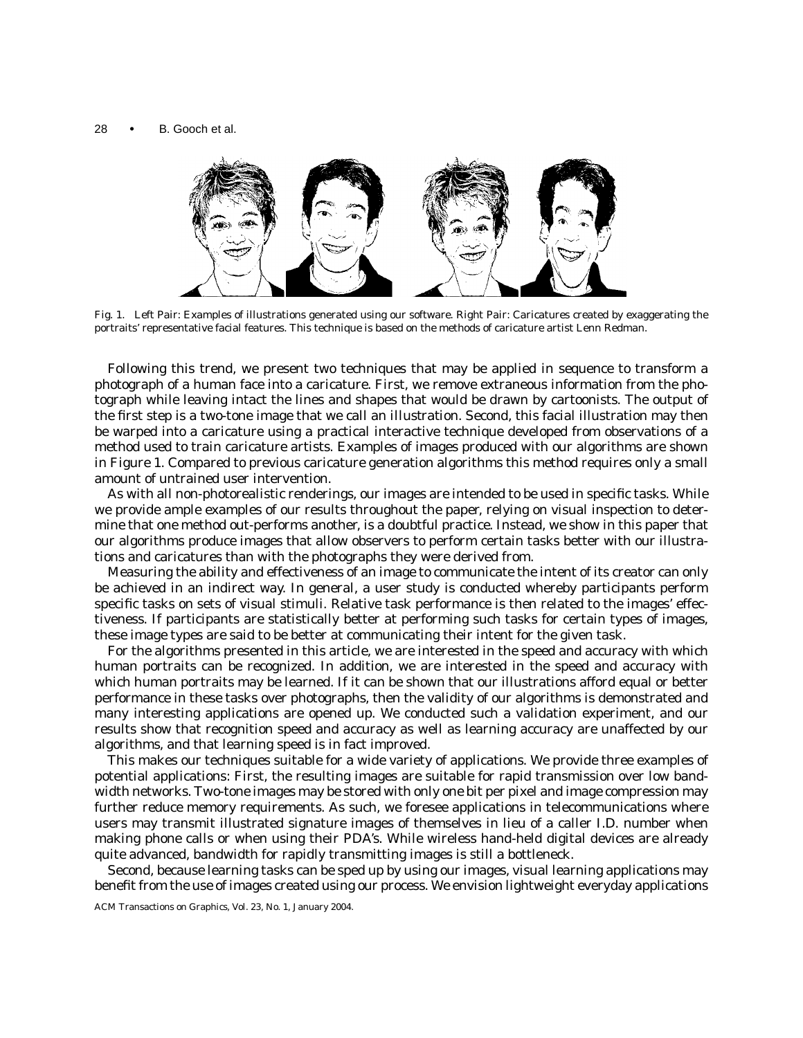Fig. 1. Left Pair: Examples of illustrations generated using our software. Right Pair: Caricatures created by exaggerating the portraits' representative facial features. This technique is based on the methods of caricature artist Lenn Redman.

Following this trend, we present two techniques that may be applied in sequence to transform a photograph of a human face into a caricature. First, we remove extraneous information from the photograph while leaving intact the lines and shapes that would be drawn by cartoonists. The output of the first step is a two-tone image that we call an illustration. Second, this facial illustration may then be warped into a caricature using a practical interactive technique developed from observations of a method used to train caricature artists. Examples of images produced with our algorithms are shown in Figure 1. Compared to previous caricature generation algorithms this method requires only a small amount of untrained user intervention.

As with all non-photorealistic renderings, our images are intended to be used in specific tasks. While we provide ample examples of our results throughout the paper, relying on visual inspection to determine that one method out-performs another, is a doubtful practice. Instead, we show in this paper that our algorithms produce images that allow observers to perform certain tasks better with our illustrations and caricatures than with the photographs they were derived from.

Measuring the ability and effectiveness of an image to communicate the intent of its creator can only be achieved in an indirect way. In general, a user study is conducted whereby participants perform specific tasks on sets of visual stimuli. Relative task performance is then related to the images' effectiveness. If participants are statistically better at performing such tasks for certain types of images, these image types are said to be better at communicating their intent for the given task.

For the algorithms presented in this article, we are interested in the speed and accuracy with which human portraits can be recognized. In addition, we are interested in the speed and accuracy with which human portraits may be learned. If it can be shown that our illustrations afford equal or better performance in these tasks over photographs, then the validity of our algorithms is demonstrated and many interesting applications are opened up. We conducted such a validation experiment, and our results show that recognition speed and accuracy as well as learning accuracy are unaffected by our algorithms, and that learning speed is in fact improved.

This makes our techniques suitable for a wide variety of applications. We provide three examples of potential applications: First, the resulting images are suitable for rapid transmission over low bandwidth networks. Two-tone images may be stored with only one bit per pixel and image compression may further reduce memory requirements. As such, we foresee applications in telecommunications where users may transmit illustrated signature images of themselves in lieu of a caller I.D. number when making phone calls or when using their PDA's. While wireless hand-held digital devices are already quite advanced, bandwidth for rapidly transmitting images is still a bottleneck.

Second, because learning tasks can be sped up by using our images, visual learning applications may benefit from the use of images created using our process. We envision lightweight everyday applications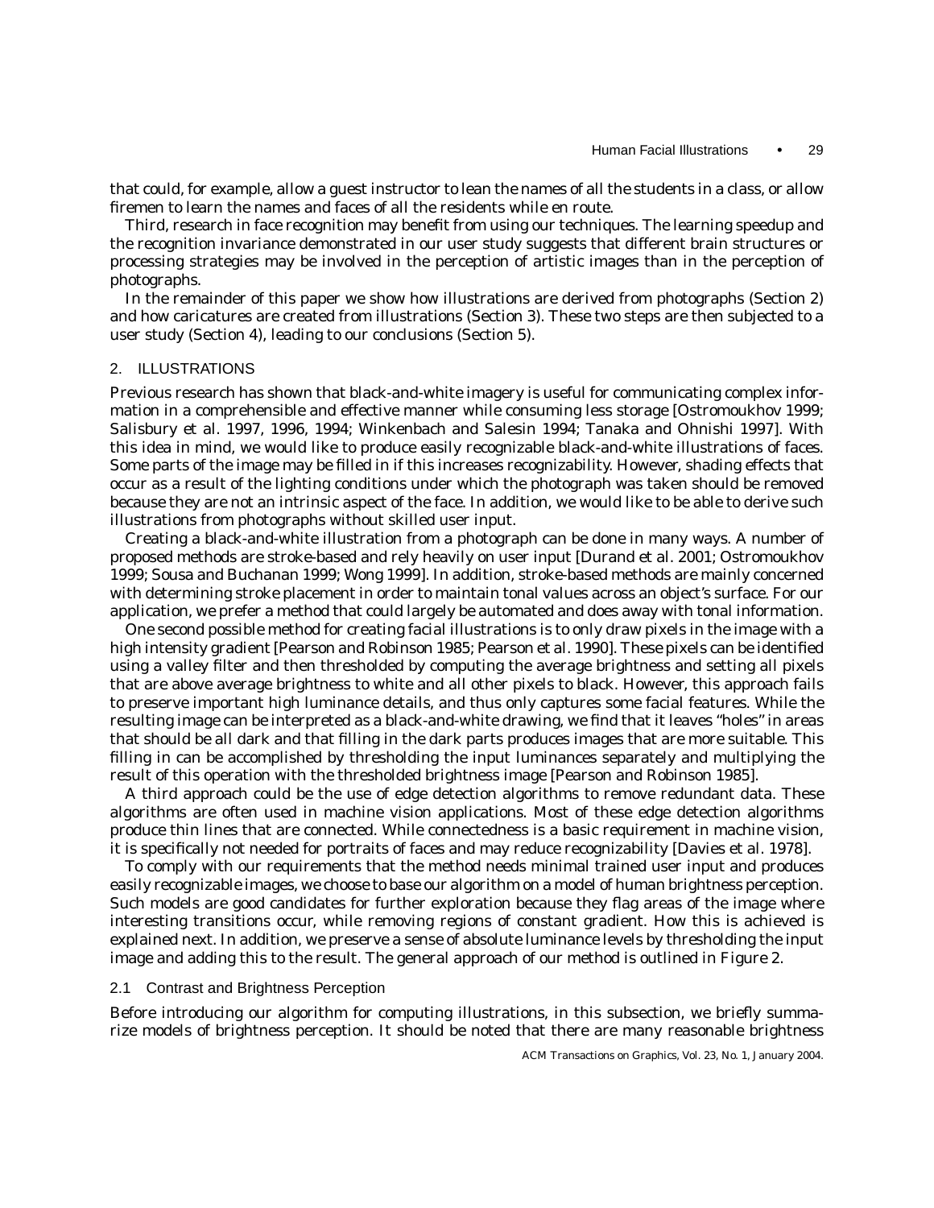that could, for example, allow a guest instructor to lean the names of all the students in a class, or allow firemen to learn the names and faces of all the residents while en route.

Third, research in face recognition may benefit from using our techniques. The learning speedup and the recognition invariance demonstrated in our user study suggests that different brain structures or processing strategies may be involved in the perception of artistic images than in the perception of photographs.

In the remainder of this paper we show how illustrations are derived from photographs (Section 2) and how caricatures are created from illustrations (Section 3). These two steps are then subjected to a user study (Section 4), leading to our conclusions (Section 5).

## 2. ILLUSTRATIONS

Previous research has shown that black-and-white imagery is useful for communicating complex information in a comprehensible and effective manner while consuming less storage [Ostromoukhov 1999; Salisbury et al. 1997, 1996, 1994; Winkenbach and Salesin 1994; Tanaka and Ohnishi 1997]. With this idea in mind, we would like to produce easily recognizable black-and-white illustrations of faces. Some parts of the image may be filled in if this increases recognizability. However, shading effects that occur as a result of the lighting conditions under which the photograph was taken should be removed because they are not an intrinsic aspect of the face. In addition, we would like to be able to derive such illustrations from photographs without skilled user input.

Creating a black-and-white illustration from a photograph can be done in many ways. A number of proposed methods are stroke-based and rely heavily on user input [Durand et al. 2001; Ostromoukhov 1999; Sousa and Buchanan 1999; Wong 1999]. In addition, stroke-based methods are mainly concerned with determining stroke placement in order to maintain tonal values across an object's surface. For our application, we prefer a method that could largely be automated and does away with tonal information.

One second possible method for creating facial illustrations is to only draw pixels in the image with a high intensity gradient [Pearson and Robinson 1985; Pearson et al. 1990]. These pixels can be identified using a valley filter and then thresholded by computing the average brightness and setting all pixels that are above average brightness to white and all other pixels to black. However, this approach fails to preserve important high luminance details, and thus only captures some facial features. While the resulting image can be interpreted as a black-and-white drawing, we find that it leaves "holes" in areas that should be all dark and that filling in the dark parts produces images that are more suitable. This filling in can be accomplished by thresholding the input luminances separately and multiplying the result of this operation with the thresholded brightness image [Pearson and Robinson 1985].

A third approach could be the use of edge detection algorithms to remove redundant data. These algorithms are often used in machine vision applications. Most of these edge detection algorithms produce thin lines that are connected. While connectedness is a basic requirement in machine vision, it is specifically not needed for portraits of faces and may reduce recognizability [Davies et al. 1978].

To comply with our requirements that the method needs minimal trained user input and produces easily recognizable images, we choose to base our algorithm on a model of human brightness perception. Such models are good candidates for further exploration because they flag areas of the image where interesting transitions occur, while removing regions of constant gradient. How this is achieved is explained next. In addition, we preserve a sense of absolute luminance levels by thresholding the input image and adding this to the result. The general approach of our method is outlined in Figure 2.

### 2.1 Contrast and Brightness Perception

Before introducing our algorithm for computing illustrations, in this subsection, we briefly summarize models of brightness perception. It should be noted that there are many reasonable brightness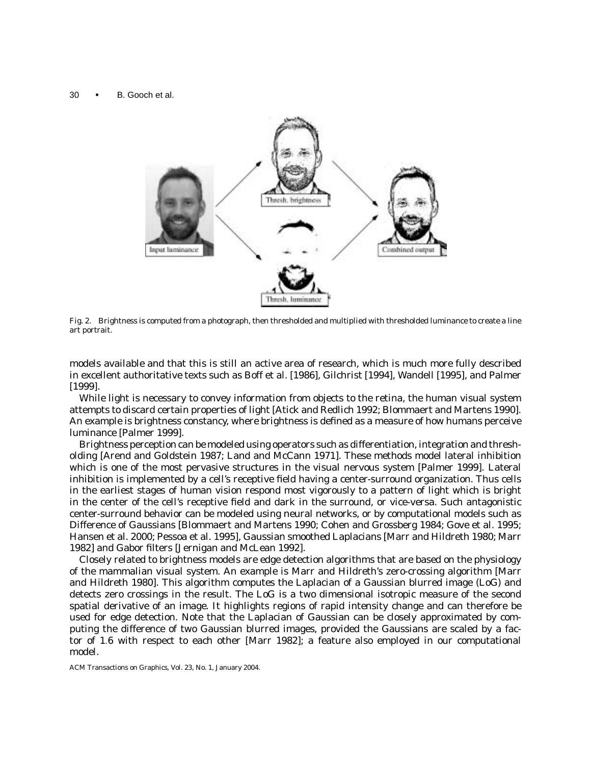Fig. 2. Brightness is computed from a photograph, then thresholded and multiplied with thresholded luminance to create a line art portrait.

models available and that this is still an active area of research, which is much more fully described in excellent authoritative texts such as Boff et al. [1986], Gilchrist [1994], Wandell [1995], and Palmer [1999].

While light is necessary to convey information from objects to the retina, the human visual system attempts to discard certain properties of light [Atick and Redlich 1992; Blommaert and Martens 1990]. An example is brightness constancy, where brightness is defined as a measure of how humans perceive luminance [Palmer 1999].

Brightness perception can be modeled using operators such as differentiation, integration and thresholding [Arend and Goldstein 1987; Land and McCann 1971]. These methods model lateral inhibition which is one of the most pervasive structures in the visual nervous system [Palmer 1999]. Lateral inhibition is implemented by a cell's receptive field having a center-surround organization. Thus cells in the earliest stages of human vision respond most vigorously to a pattern of light which is bright in the center of the cell's receptive field and dark in the surround, or vice-versa. Such antagonistic center-surround behavior can be modeled using neural networks, or by computational models such as Difference of Gaussians [Blommaert and Martens 1990; Cohen and Grossberg 1984; Gove et al. 1995; Hansen et al. 2000; Pessoa et al. 1995], Gaussian smoothed Laplacians [Marr and Hildreth 1980; Marr 1982] and Gabor filters [Jernigan and McLean 1992].

Closely related to brightness models are edge detection algorithms that are based on the physiology of the mammalian visual system. An example is Marr and Hildreth's zero-crossing algorithm [Marr and Hildreth 1980]. This algorithm computes the Laplacian of a Gaussian blurred image (LoG) and detects zero crossings in the result. The LoG is a two dimensional isotropic measure of the second spatial derivative of an image. It highlights regions of rapid intensity change and can therefore be used for edge detection. Note that the Laplacian of Gaussian can be closely approximated by computing the difference of two Gaussian blurred images, provided the Gaussians are scaled by a factor of 1.6 with respect to each other [Marr 1982]; a feature also employed in our computational model.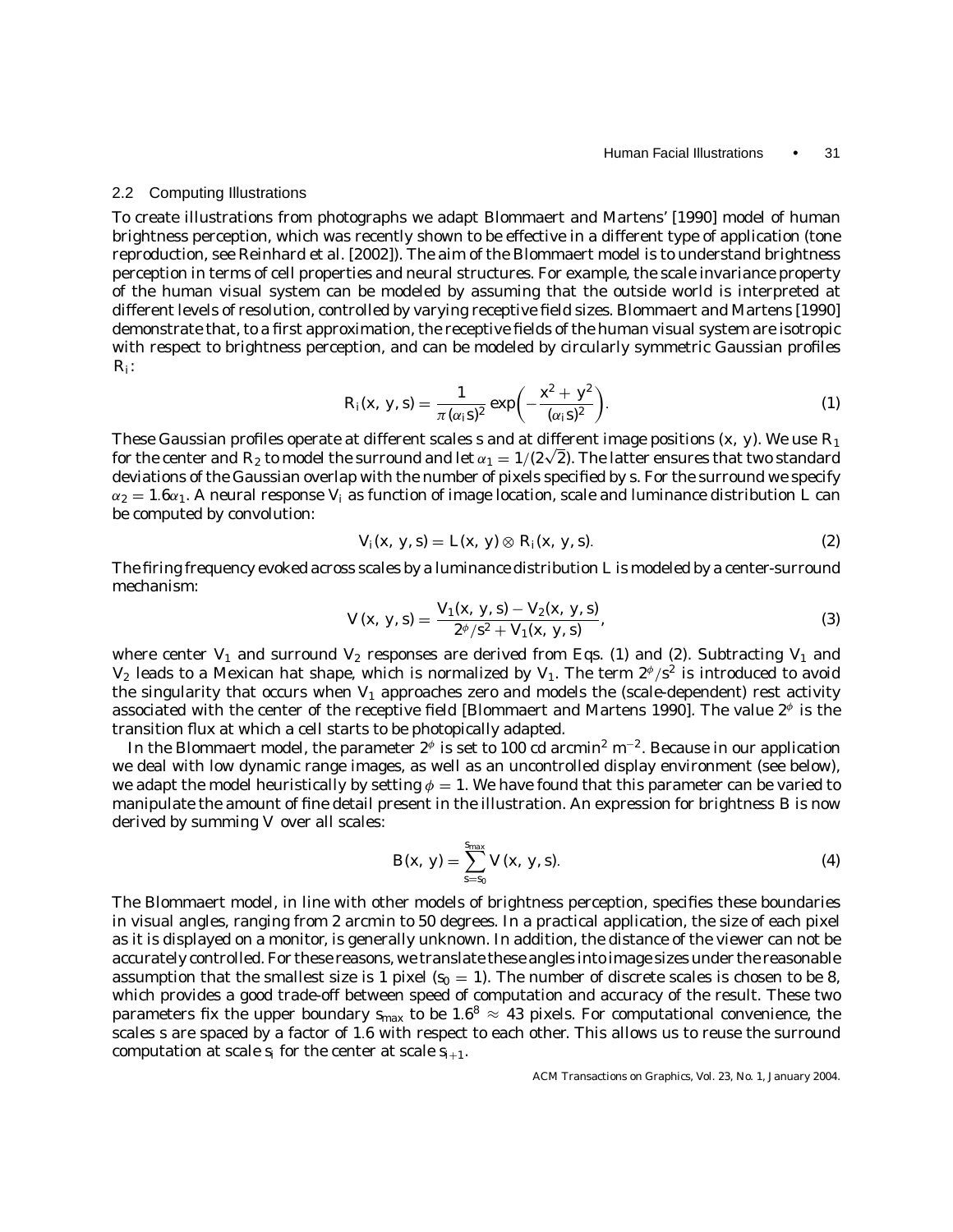### 2.2 Computing Illustrations

To create illustrations from photographs we adapt Blommaert and Martens' [1990] model of human brightness perception, which was recently shown to be effective in a different type of application (tone reproduction, see Reinhard et al. [2002]). The aim of the Blommaert model is to understand brightness perception in terms of cell properties and neural structures. For example, the scale invariance property of the human visual system can be modeled by assuming that the outside world is interpreted at different levels of resolution, controlled by varying receptive field sizes. Blommaert and Martens [1990] demonstrate that, to a first approximation, the receptive fields of the human visual system are isotropic with respect to brightness perception, and can be modeled by circularly symmetric Gaussian profiles $R_i$:

$$R_i(x, y, s) = \frac{1}{\pi(\alpha_i s)^2} \exp\left(-\frac{x^2 + y^2}{(\alpha_i s)^2}\right). \tag{1}$$

These Gaussian profiles operate at different scales $s$ and at different image positions $(x, y)$. We use $R_1$ for the center and $R_2$ to model the surround and let $\alpha_1 = 1/(2\sqrt{2})$. The latter ensures that two standard deviations of the Gaussian overlap with the number of pixels specified by $s$. For the surround we specify $\alpha_2 = 1.6\alpha_1$. A neural response $V_i$ as function of image location, scale and luminance distribution $L$ can be computed by convolution:

$$V_i(x, y, s) = L(x, y) \otimes R_i(x, y, s). \tag{2}$$

The firing frequency evoked across scales by a luminance distribution $L$ is modeled by a center-surround mechanism:

$$V(x, y, s) = \frac{V_1(x, y, s) - V_2(x, y, s)}{2^\phi/s^2 + V_1(x, y, s)}, \tag{3}$$

where center $V_1$ and surround $V_2$ responses are derived from Eqs. (1) and (2). Subtracting $V_1$ and $V_2$ leads to a Mexican hat shape, which is normalized by $V_1$. The term $2^\phi/s^2$ is introduced to avoid the singularity that occurs when $V_1$ approaches zero and models the (scale-dependent) rest activity associated with the center of the receptive field [Blommaert and Martens 1990]. The value $2^\phi$ is the transition flux at which a cell starts to be photopically adapted.

In the Blommaert model, the parameter $2^\phi$ is set to 100 cd arcmin$^2$ m$^{-2}$. Because in our application we deal with low dynamic range images, as well as an uncontrolled display environment (see below), we adapt the model heuristically by setting $\phi = 1$. We have found that this parameter can be varied to manipulate the amount of fine detail present in the illustration. An expression for brightness $B$ is now derived by summing $V$ over all scales:

$$B(x, y) = \sum_{s=s_0}^{s_{max}} V(x, y, s). \tag{4}$$

The Blommaert model, in line with other models of brightness perception, specifies these boundaries in visual angles, ranging from 2 arcmin to 50 degrees. In a practical application, the size of each pixel as it is displayed on a monitor, is generally unknown. In addition, the distance of the viewer can not be accurately controlled. For these reasons, we translate these angles into image sizes under the reasonable assumption that the smallest size is 1 pixel ($s_0 = 1$). The number of discrete scales is chosen to be 8, which provides a good trade-off between speed of computation and accuracy of the result. These two parameters fix the upper boundary $s_{max}$ to be $1.6^8 \approx 43$ pixels. For computational convenience, the scales $s$ are spaced by a factor of 1.6 with respect to each other. This allows us to reuse the surround computation at scale $s_i$ for the center at scale $s_{i+1}$.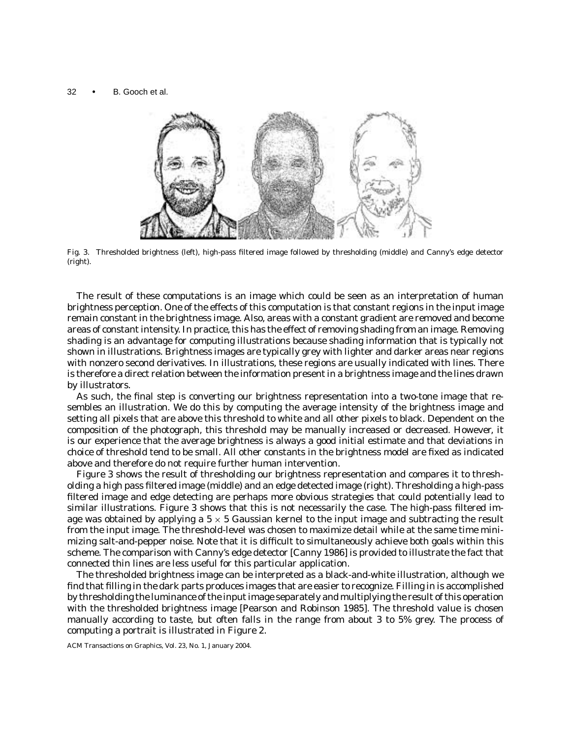Fig. 3. Thresholded brightness (left), high-pass filtered image followed by thresholding (middle) and Canny's edge detector (right).

The result of these computations is an image which could be seen as an interpretation of human brightness perception. One of the effects of this computation is that constant regions in the input image remain constant in the brightness image. Also, areas with a constant gradient are removed and become areas of constant intensity. In practice, this has the effect of removing shading from an image. Removing shading is an advantage for computing illustrations because shading information that is typically not shown in illustrations. Brightness images are typically grey with lighter and darker areas near regions with nonzero second derivatives. In illustrations, these regions are usually indicated with lines. There is therefore a direct relation between the information present in a brightness image and the lines drawn by illustrators.

As such, the final step is converting our brightness representation into a two-tone image that resembles an illustration. We do this by computing the average intensity of the brightness image and setting all pixels that are above this threshold to white and all other pixels to black. Dependent on the composition of the photograph, this threshold may be manually increased or decreased. However, it is our experience that the average brightness is always a good initial estimate and that deviations in choice of threshold tend to be small. All other constants in the brightness model are fixed as indicated above and therefore do not require further human intervention.

Figure 3 shows the result of thresholding our brightness representation and compares it to thresholding a high pass filtered image (middle) and an edge detected image (right). Thresholding a high-pass filtered image and edge detecting are perhaps more obvious strategies that could potentially lead to similar illustrations. Figure 3 shows that this is not necessarily the case. The high-pass filtered image was obtained by applying a $5 \times 5$ Gaussian kernel to the input image and subtracting the result from the input image. The threshold-level was chosen to maximize detail while at the same time minimizing salt-and-pepper noise. Note that it is difficult to simultaneously achieve both goals within this scheme. The comparison with Canny's edge detector [Canny 1986] is provided to illustrate the fact that connected thin lines are less useful for this particular application.

The thresholded brightness image can be interpreted as a black-and-white illustration, although we find that filling in the dark parts produces images that are easier to recognize. Filling in is accomplished by thresholding the luminance of the input image separately and multiplying the result of this operation with the thresholded brightness image [Pearson and Robinson 1985]. The threshold value is chosen manually according to taste, but often falls in the range from about 3 to 5% grey. The process of computing a portrait is illustrated in Figure 2.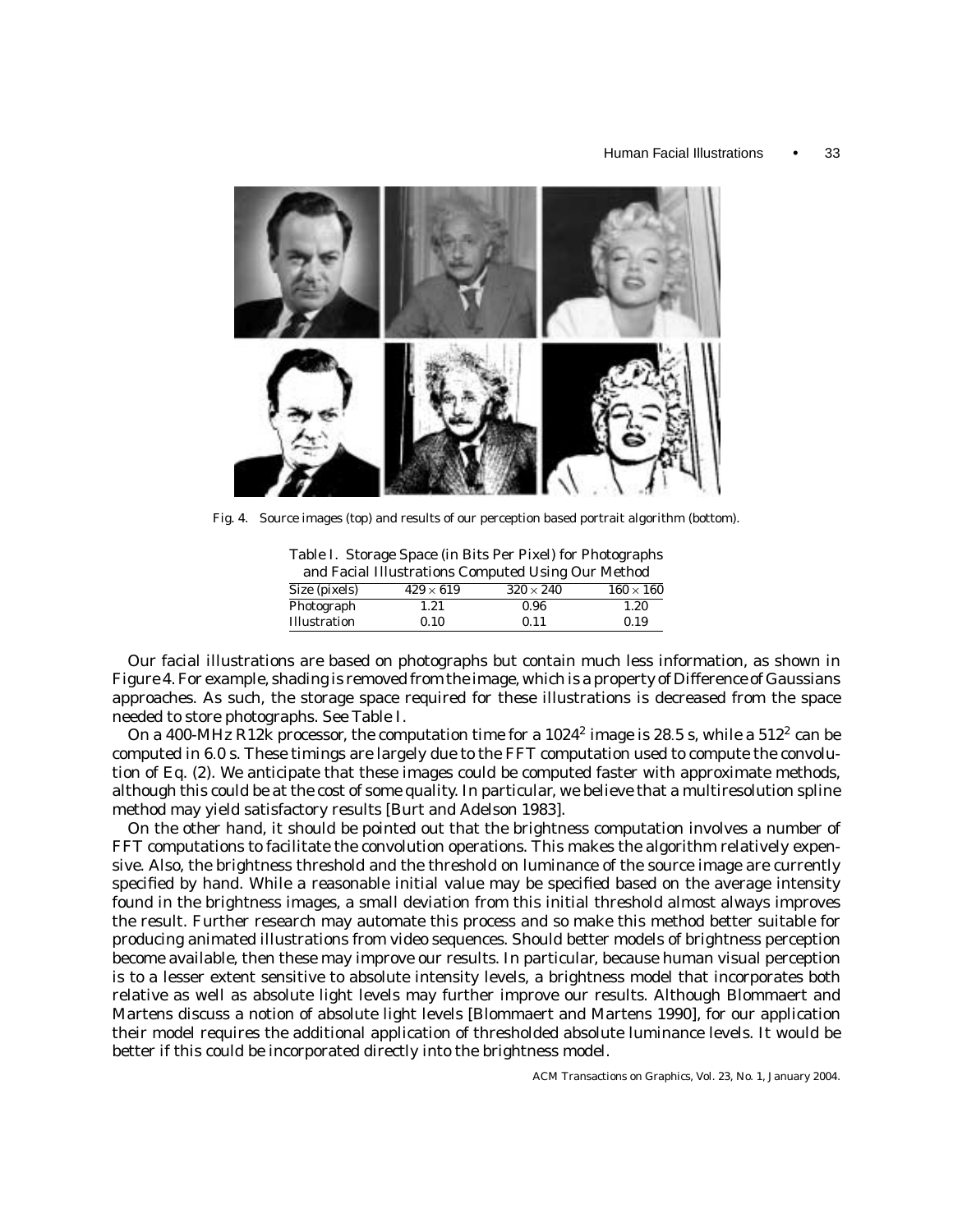Fig. 4. Source images (top) and results of our perception based portrait algorithm (bottom).

Table I. Storage Space (in Bits Per Pixel) for Photographs and Facial Illustrations Computed Using Our Method

| Size (pixels) | $429 \times 619$ | $320 \times 240$ | $160 \times 160$ |
|---|---|---|---|
| Photograph | 1.21 | 0.96 | 1.20 |
| Illustration | 0.10 | 0.11 | 0.19 |

Our facial illustrations are based on photographs but contain much less information, as shown in Figure 4. For example, shading is removed from the image, which is a property of Difference of Gaussians approaches. As such, the storage space required for these illustrations is decreased from the space needed to store photographs. See Table I.

On a 400-MHz R12k processor, the computation time for a $1024^2$ image is 28.5 s, while a $512^2$ can be computed in 6.0 s. These timings are largely due to the FFT computation used to compute the convolution of Eq. (2). We anticipate that these images could be computed faster with approximate methods, although this could be at the cost of some quality. In particular, we believe that a multiresolution spline method may yield satisfactory results [Burt and Adelson 1983].

On the other hand, it should be pointed out that the brightness computation involves a number of FFT computations to facilitate the convolution operations. This makes the algorithm relatively expensive. Also, the brightness threshold and the threshold on luminance of the source image are currently specified by hand. While a reasonable initial value may be specified based on the average intensity found in the brightness images, a small deviation from this initial threshold almost always improves the result. Further research may automate this process and so make this method better suitable for producing animated illustrations from video sequences. Should better models of brightness perception become available, then these may improve our results. In particular, because human visual perception is to a lesser extent sensitive to absolute intensity levels, a brightness model that incorporates both relative as well as absolute light levels may further improve our results. Although Blommaert and Martens discuss a notion of absolute light levels [Blommaert and Martens 1990], for our application their model requires the additional application of thresholded absolute luminance levels. It would be better if this could be incorporated directly into the brightness model.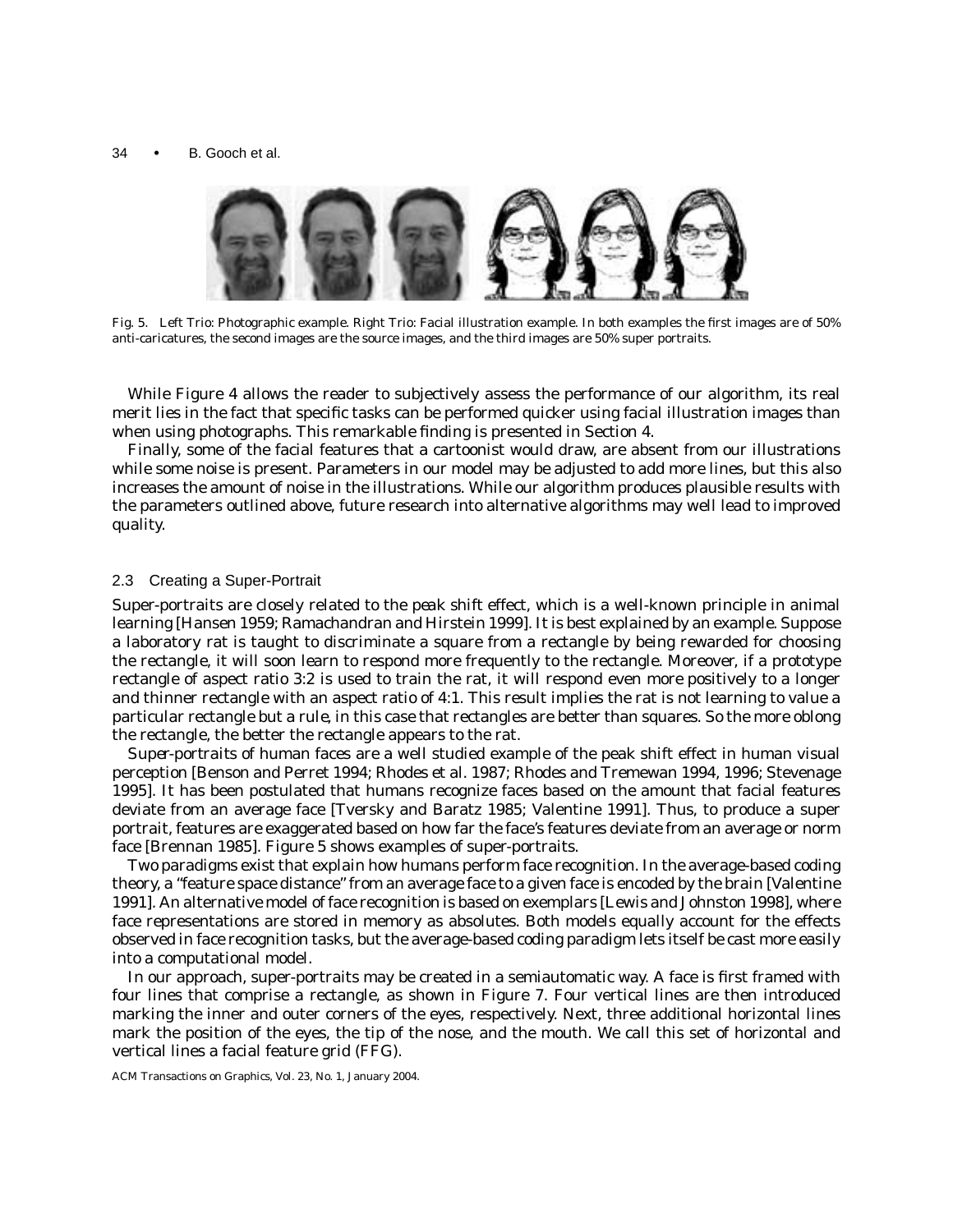Fig. 5. Left Trio: Photographic example. Right Trio: Facial illustration example. In both examples the first images are of 50% anti-caricatures, the second images are the source images, and the third images are 50% super portraits.

While Figure 4 allows the reader to subjectively assess the performance of our algorithm, its real merit lies in the fact that specific tasks can be performed quicker using facial illustration images than when using photographs. This remarkable finding is presented in Section 4.

Finally, some of the facial features that a cartoonist would draw, are absent from our illustrations while some noise is present. Parameters in our model may be adjusted to add more lines, but this also increases the amount of noise in the illustrations. While our algorithm produces plausible results with the parameters outlined above, future research into alternative algorithms may well lead to improved quality.

### 2.3 Creating a Super-Portrait

Super-portraits are closely related to the *peak shift effect*, which is a well-known principle in animal learning [Hansen 1959; Ramachandran and Hirstein 1999]. It is best explained by an example. Suppose a laboratory rat is taught to discriminate a square from a rectangle by being rewarded for choosing the rectangle, it will soon learn to respond more frequently to the rectangle. Moreover, if a prototype rectangle of aspect ratio 3:2 is used to train the rat, it will respond even more positively to a longer and thinner rectangle with an aspect ratio of 4:1. This result implies the rat is not learning to value a particular rectangle but a *rule*, in this case that rectangles are better than squares. So the more oblong the rectangle, the better the rectangle appears to the rat.

Super-portraits of human faces are a well studied example of the peak shift effect in human visual perception [Benson and Perret 1994; Rhodes et al. 1987; Rhodes and Tremewan 1994, 1996; Stevenage 1995]. It has been postulated that humans recognize faces based on the amount that facial features deviate from an average face [Tversky and Baratz 1985; Valentine 1991]. Thus, to produce a super portrait, features are exaggerated based on how far the face's features deviate from an average or norm face [Brennan 1985]. Figure 5 shows examples of super-portraits.

Two paradigms exist that explain how humans perform face recognition. In the average-based coding theory, a "feature space distance" from an average face to a given face is encoded by the brain [Valentine 1991]. An alternative model of face recognition is based on exemplars [Lewis and Johnston 1998], where face representations are stored in memory as absolutes. Both models equally account for the effects observed in face recognition tasks, but the average-based coding paradigm lets itself be cast more easily into a computational model.

In our approach, super-portraits may be created in a semiautomatic way. A face is first framed with four lines that comprise a rectangle, as shown in Figure 7. Four vertical lines are then introduced marking the inner and outer corners of the eyes, respectively. Next, three additional horizontal lines mark the position of the eyes, the tip of the nose, and the mouth. We call this set of horizontal and vertical lines a facial feature grid (FFG).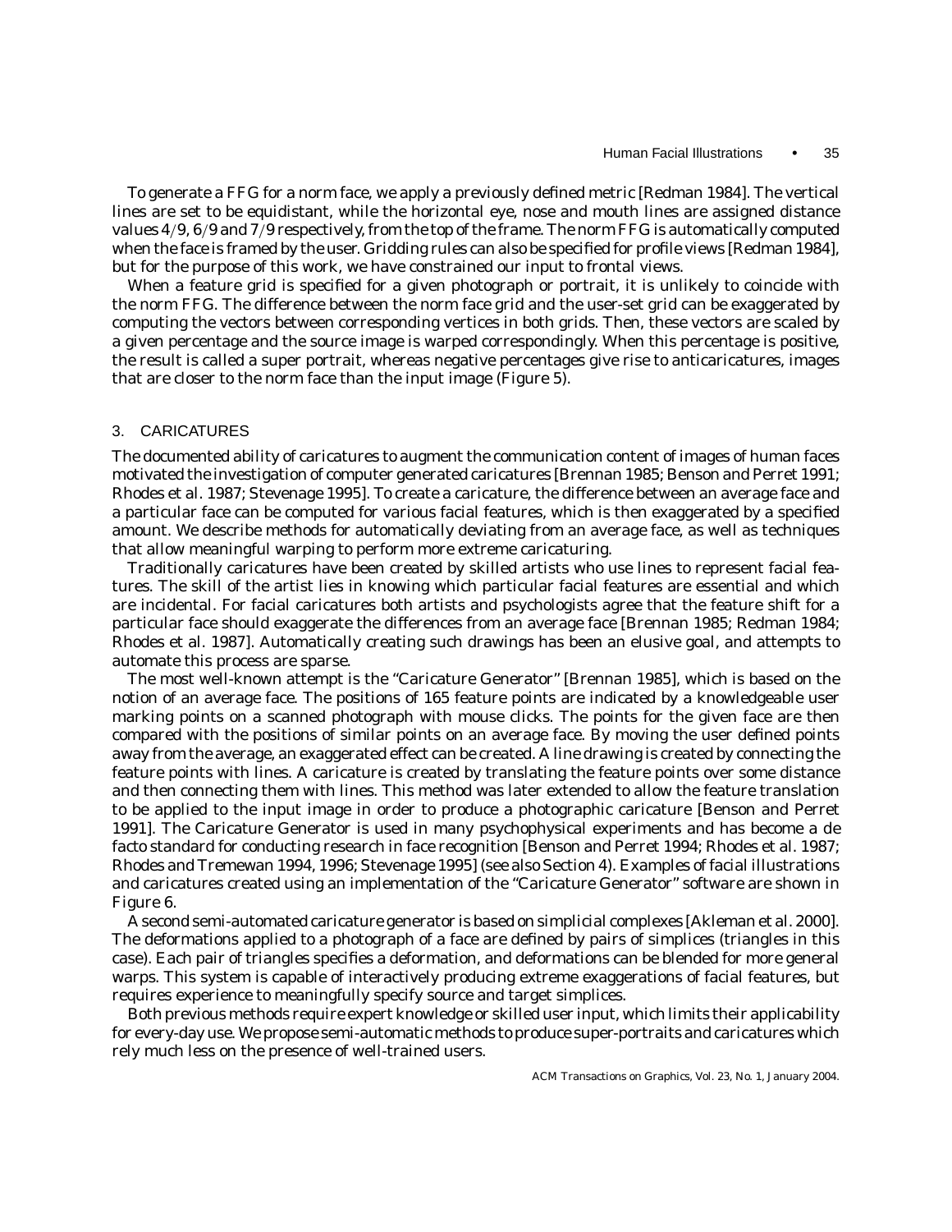To generate a FFG for a norm face, we apply a previously defined metric [Redman 1984]. The vertical lines are set to be equidistant, while the horizontal eye, nose and mouth lines are assigned distance values 4/9, 6/9 and 7/9 respectively, from the top of the frame. The norm FFG is automatically computed when the face is framed by the user. Gridding rules can also be specified for profile views [Redman 1984], but for the purpose of this work, we have constrained our input to frontal views.

When a feature grid is specified for a given photograph or portrait, it is unlikely to coincide with the norm FFG. The difference between the norm face grid and the user-set grid can be exaggerated by computing the vectors between corresponding vertices in both grids. Then, these vectors are scaled by a given percentage and the source image is warped correspondingly. When this percentage is positive, the result is called a super portrait, whereas negative percentages give rise to anticaricatures, images that are closer to the norm face than the input image (Figure 5).

## 3. CARICATURES

The documented ability of caricatures to augment the communication content of images of human faces motivated the investigation of computer generated caricatures [Brennan 1985; Benson and Perret 1991; Rhodes et al. 1987; Stevenage 1995]. To create a caricature, the difference between an average face and a particular face can be computed for various facial features, which is then exaggerated by a specified amount. We describe methods for automatically deviating from an average face, as well as techniques that allow meaningful warping to perform more extreme caricaturing.

Traditionally caricatures have been created by skilled artists who use lines to represent facial features. The skill of the artist lies in knowing which particular facial features are essential and which are incidental. For facial caricatures both artists and psychologists agree that the feature shift for a particular face should exaggerate the differences from an average face [Brennan 1985; Redman 1984; Rhodes et al. 1987]. Automatically creating such drawings has been an elusive goal, and attempts to automate this process are sparse.

The most well-known attempt is the "Caricature Generator" [Brennan 1985], which is based on the notion of an average face. The positions of 165 feature points are indicated by a knowledgeable user marking points on a scanned photograph with mouse clicks. The points for the given face are then compared with the positions of similar points on an average face. By moving the user defined points away from the average, an exaggerated effect can be created. A line drawing is created by connecting the feature points with lines. A caricature is created by translating the feature points over some distance and then connecting them with lines. This method was later extended to allow the feature translation to be applied to the input image in order to produce a photographic caricature [Benson and Perret 1991]. The Caricature Generator is used in many psychophysical experiments and has become a de facto standard for conducting research in face recognition [Benson and Perret 1994; Rhodes et al. 1987; Rhodes and Tremewan 1994, 1996; Stevenage 1995] (see also Section 4). Examples of facial illustrations and caricatures created using an implementation of the "Caricature Generator" software are shown in Figure 6.

A second semi-automated caricature generator is based on simplicial complexes [Akleman et al. 2000]. The deformations applied to a photograph of a face are defined by pairs of simplices (triangles in this case). Each pair of triangles specifies a deformation, and deformations can be blended for more general warps. This system is capable of interactively producing extreme exaggerations of facial features, but requires experience to meaningfully specify source and target simplices.

Both previous methods require expert knowledge or skilled user input, which limits their applicability for every-day use. We propose semi-automatic methods to produce super-portraits and caricatures which rely much less on the presence of well-trained users.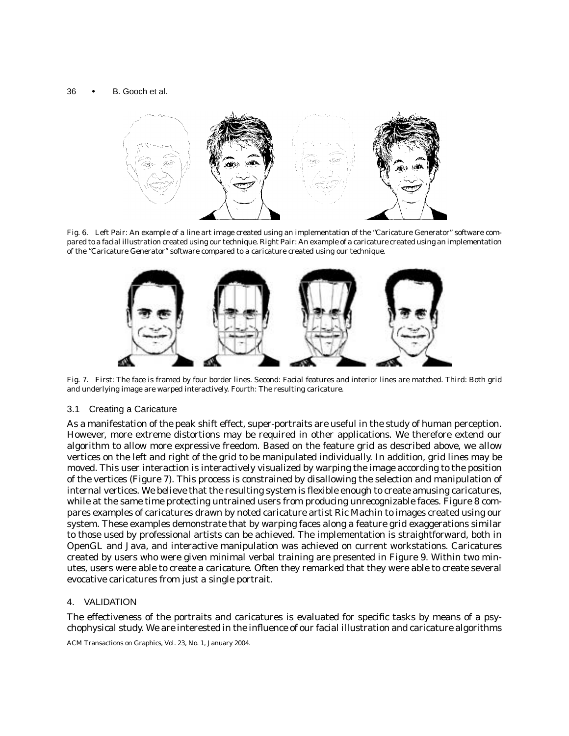Fig. 6. Left Pair: An example of a line art image created using an implementation of the "Caricature Generator" software compared to a facial illustration created using our technique. Right Pair: An example of a caricature created using an implementation of the "Caricature Generator" software compared to a caricature created using our technique.

Fig. 7. First: The face is framed by four border lines. Second: Facial features and interior lines are matched. Third: Both grid and underlying image are warped interactively. Fourth: The resulting caricature.

### 3.1 Creating a Caricature

As a manifestation of the peak shift effect, super-portraits are useful in the study of human perception. However, more extreme distortions may be required in other applications. We therefore extend our algorithm to allow more expressive freedom. Based on the feature grid as described above, we allow vertices on the left and right of the grid to be manipulated individually. In addition, grid lines may be moved. This user interaction is interactively visualized by warping the image according to the position of the vertices (Figure 7). This process is constrained by disallowing the selection and manipulation of internal vertices. We believe that the resulting system is flexible enough to create amusing caricatures, while at the same time protecting untrained users from producing unrecognizable faces. Figure 8 compares examples of caricatures drawn by noted caricature artist Ric Machin to images created using our system. These examples demonstrate that by warping faces along a feature grid exaggerations similar to those used by professional artists can be achieved. The implementation is straightforward, both in OpenGL and Java, and interactive manipulation was achieved on current workstations. Caricatures created by users who were given minimal verbal training are presented in Figure 9. Within two minutes, users were able to create a caricature. Often they remarked that they were able to create several evocative caricatures from just a single portrait.

## 4. VALIDATION

The effectiveness of the portraits and caricatures is evaluated for specific tasks by means of a psychophysical study. We are interested in the influence of our facial illustration and caricature algorithms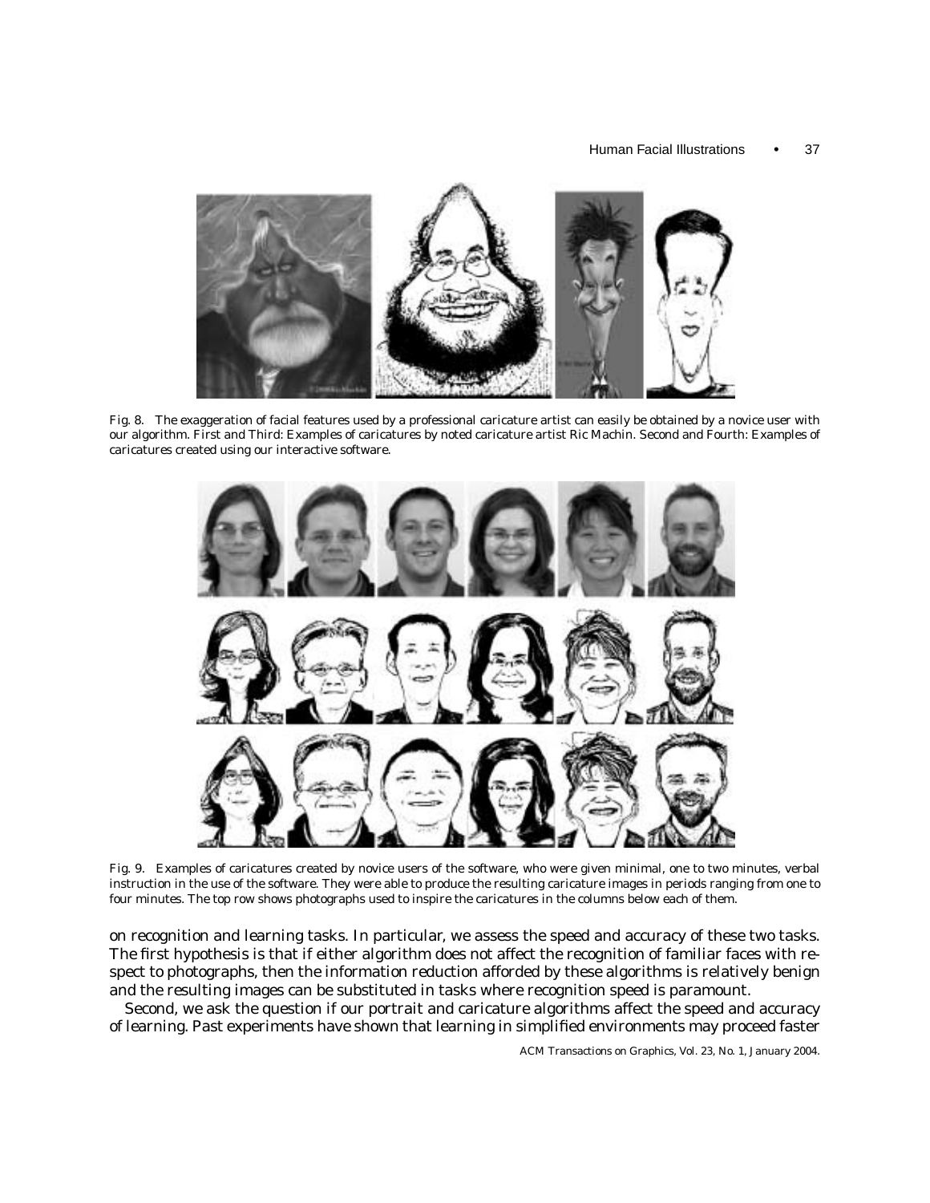Fig. 8. The exaggeration of facial features used by a professional caricature artist can easily be obtained by a novice user with our algorithm. First and Third: Examples of caricatures by noted caricature artist Ric Machin. Second and Fourth: Examples of caricatures created using our interactive software.

Fig. 9. Examples of caricatures created by novice users of the software, who were given minimal, one to two minutes, verbal instruction in the use of the software. They were able to produce the resulting caricature images in periods ranging from one to four minutes. The top row shows photographs used to inspire the caricatures in the columns below each of them.

on recognition and learning tasks. In particular, we assess the speed and accuracy of these two tasks. The first hypothesis is that if either algorithm does not affect the recognition of familiar faces with respect to photographs, then the information reduction afforded by these algorithms is relatively benign and the resulting images can be substituted in tasks where recognition speed is paramount.

Second, we ask the question if our portrait and caricature algorithms affect the speed and accuracy of learning. Past experiments have shown that learning in simplified environments may proceed faster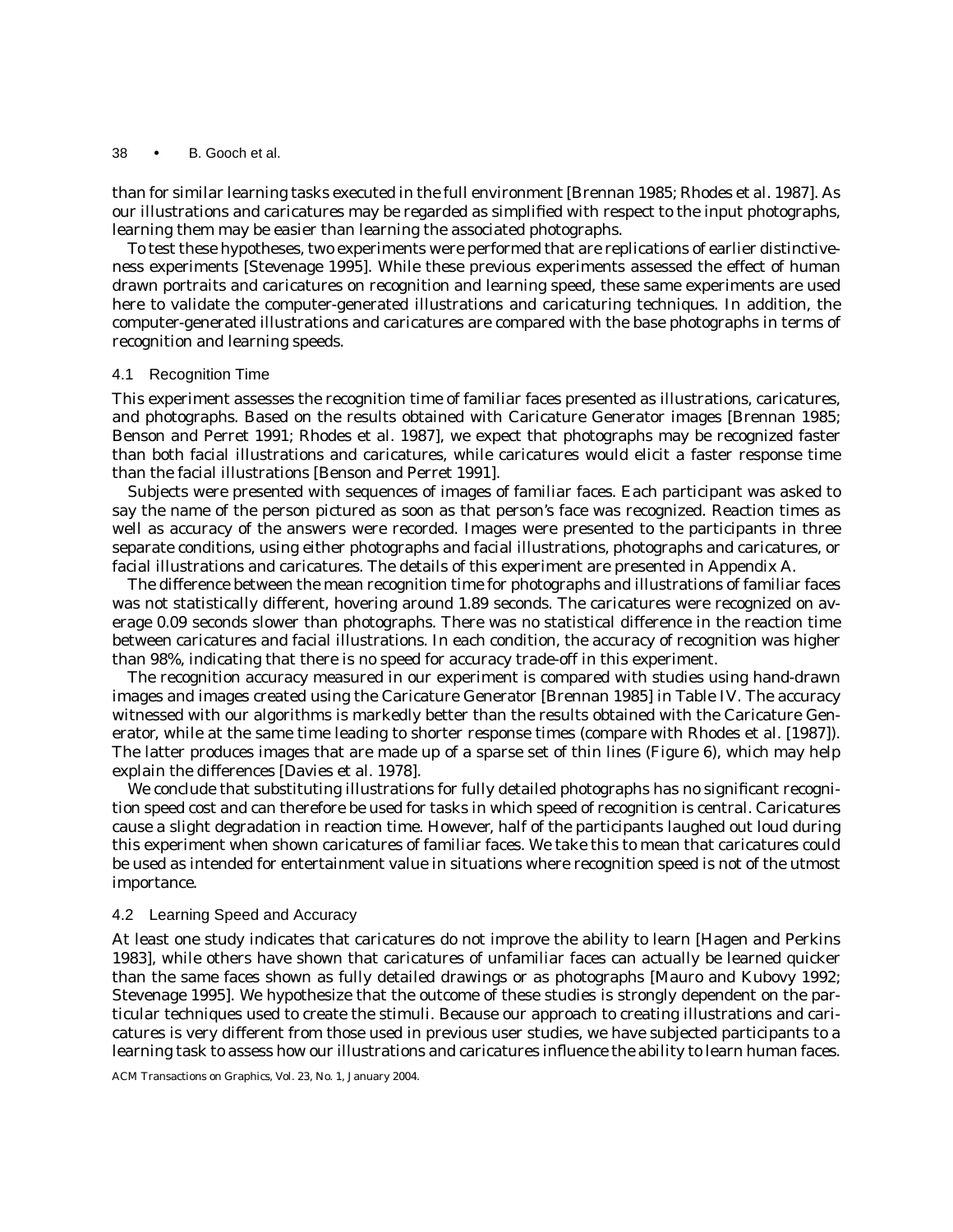than for similar learning tasks executed in the full environment [Brennan 1985; Rhodes et al. 1987]. As our illustrations and caricatures may be regarded as simplified with respect to the input photographs, learning them may be easier than learning the associated photographs.

To test these hypotheses, two experiments were performed that are replications of earlier distinctiveness experiments [Stevenage 1995]. While these previous experiments assessed the effect of human drawn portraits and caricatures on recognition and learning speed, these same experiments are used here to validate the computer-generated illustrations and caricaturing techniques. In addition, the computer-generated illustrations and caricatures are compared with the base photographs in terms of recognition and learning speeds.

### 4.1 Recognition Time

This experiment assesses the recognition time of familiar faces presented as illustrations, caricatures, and photographs. Based on the results obtained with Caricature Generator images [Brennan 1985; Benson and Perret 1991; Rhodes et al. 1987], we expect that photographs may be recognized faster than both facial illustrations and caricatures, while caricatures would elicit a faster response time than the facial illustrations [Benson and Perret 1991].

Subjects were presented with sequences of images of familiar faces. Each participant was asked to say the name of the person pictured as soon as that person's face was recognized. Reaction times as well as accuracy of the answers were recorded. Images were presented to the participants in three separate conditions, using either photographs and facial illustrations, photographs and caricatures, or facial illustrations and caricatures. The details of this experiment are presented in Appendix A.

The difference between the mean recognition time for photographs and illustrations of familiar faces was not statistically different, hovering around 1.89 seconds. The caricatures were recognized on average 0.09 seconds slower than photographs. There was no statistical difference in the reaction time between caricatures and facial illustrations. In each condition, the accuracy of recognition was higher than 98%, indicating that there is no speed for accuracy trade-off in this experiment.

The recognition accuracy measured in our experiment is compared with studies using hand-drawn images and images created using the Caricature Generator [Brennan 1985] in Table IV. The accuracy witnessed with our algorithms is markedly better than the results obtained with the Caricature Generator, while at the same time leading to shorter response times (compare with Rhodes et al. [1987]). The latter produces images that are made up of a sparse set of thin lines (Figure 6), which may help explain the differences [Davies et al. 1978].

We conclude that substituting illustrations for fully detailed photographs has no significant recognition speed cost and can therefore be used for tasks in which speed of recognition is central. Caricatures cause a slight degradation in reaction time. However, half of the participants laughed out loud during this experiment when shown caricatures of familiar faces. We take this to mean that caricatures could be used as intended for entertainment value in situations where recognition speed is not of the utmost importance.

### 4.2 Learning Speed and Accuracy

At least one study indicates that caricatures do not improve the ability to learn [Hagen and Perkins 1983], while others have shown that caricatures of unfamiliar faces can actually be learned quicker than the same faces shown as fully detailed drawings or as photographs [Mauro and Kubovy 1992; Stevenage 1995]. We hypothesize that the outcome of these studies is strongly dependent on the particular techniques used to create the stimuli. Because our approach to creating illustrations and caricatures is very different from those used in previous user studies, we have subjected participants to a learning task to assess how our illustrations and caricatures influence the ability to learn human faces.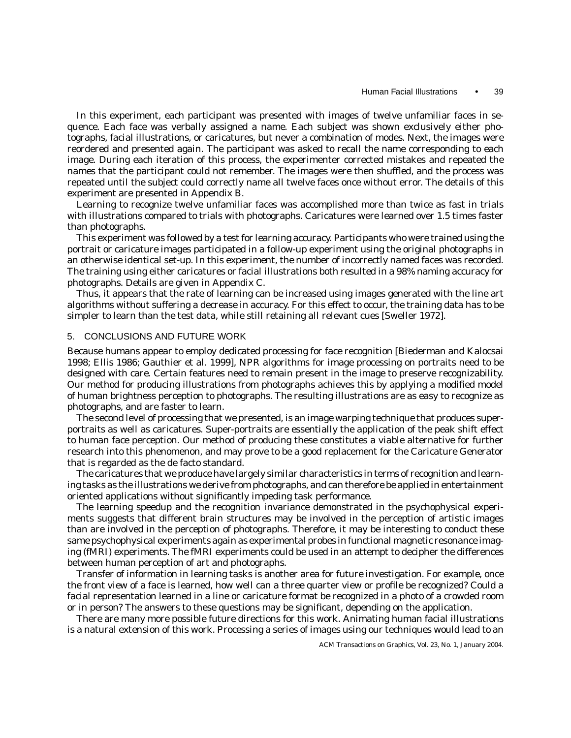In this experiment, each participant was presented with images of twelve unfamiliar faces in sequence. Each face was verbally assigned a name. Each subject was shown exclusively either photographs, facial illustrations, or caricatures, but never a combination of modes. Next, the images were reordered and presented again. The participant was asked to recall the name corresponding to each image. During each iteration of this process, the experimenter corrected mistakes and repeated the names that the participant could not remember. The images were then shuffled, and the process was repeated until the subject could correctly name all twelve faces once without error. The details of this experiment are presented in Appendix B.

Learning to recognize twelve unfamiliar faces was accomplished more than twice as fast in trials with illustrations compared to trials with photographs. Caricatures were learned over 1.5 times faster than photographs.

This experiment was followed by a test for learning accuracy. Participants who were trained using the portrait or caricature images participated in a follow-up experiment using the original photographs in an otherwise identical set-up. In this experiment, the number of incorrectly named faces was recorded. The training using either caricatures or facial illustrations both resulted in a 98% naming accuracy for photographs. Details are given in Appendix C.

Thus, it appears that the rate of learning can be increased using images generated with the line art algorithms without suffering a decrease in accuracy. For this effect to occur, the training data has to be simpler to learn than the test data, while still retaining all relevant cues [Sweller 1972].

## 5. CONCLUSIONS AND FUTURE WORK

Because humans appear to employ dedicated processing for face recognition [Biederman and Kalocsai 1998; Ellis 1986; Gauthier et al. 1999], NPR algorithms for image processing on portraits need to be designed with care. Certain features need to remain present in the image to preserve recognizability. Our method for producing illustrations from photographs achieves this by applying a modified model of human brightness perception to photographs. The resulting illustrations are as easy to recognize as photographs, and are faster to learn.

The second level of processing that we presented, is an image warping technique that produces super-portraits as well as caricatures. Super-portraits are essentially the application of the peak shift effect to human face perception. Our method of producing these constitutes a viable alternative for further research into this phenomenon, and may prove to be a good replacement for the Caricature Generator that is regarded as the de facto standard.

The caricatures that we produce have largely similar characteristics in terms of recognition and learning tasks as the illustrations we derive from photographs, and can therefore be applied in entertainment oriented applications without significantly impeding task performance.

The learning speedup and the recognition invariance demonstrated in the psychophysical experiments suggests that different brain structures may be involved in the perception of artistic images than are involved in the perception of photographs. Therefore, it may be interesting to conduct these same psychophysical experiments again as experimental probes in functional magnetic resonance imaging (fMRI) experiments. The fMRI experiments could be used in an attempt to decipher the differences between human perception of art and photographs.

Transfer of information in learning tasks is another area for future investigation. For example, once the front view of a face is learned, how well can a three quarter view or profile be recognized? Could a facial representation learned in a line or caricature format be recognized in a photo of a crowded room or in person? The answers to these questions may be significant, depending on the application.

There are many more possible future directions for this work. Animating human facial illustrations is a natural extension of this work. Processing a series of images using our techniques would lead to an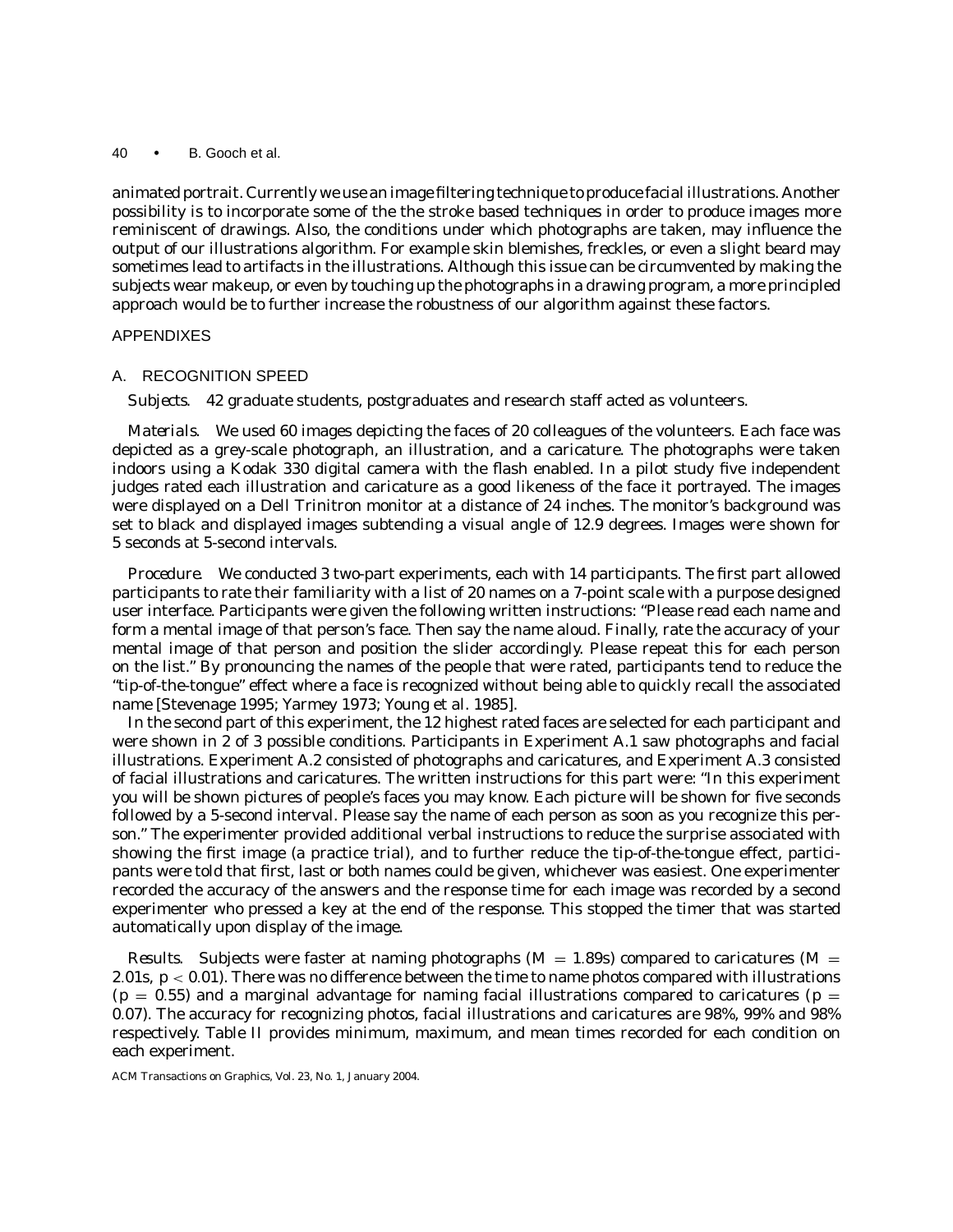animated portrait. Currently we use an image filtering technique to produce facial illustrations. Another possibility is to incorporate some of the the stroke based techniques in order to produce images more reminiscent of drawings. Also, the conditions under which photographs are taken, may influence the output of our illustrations algorithm. For example skin blemishes, freckles, or even a slight beard may sometimes lead to artifacts in the illustrations. Although this issue can be circumvented by making the subjects wear makeup, or even by touching up the photographs in a drawing program, a more principled approach would be to further increase the robustness of our algorithm against these factors.

## APPENDIXES

### A. RECOGNITION SPEED

*Subjects.* 42 graduate students, postgraduates and research staff acted as volunteers.

*Materials.* We used 60 images depicting the faces of 20 colleagues of the volunteers. Each face was depicted as a grey-scale photograph, an illustration, and a caricature. The photographs were taken indoors using a Kodak 330 digital camera with the flash enabled. In a pilot study five independent judges rated each illustration and caricature as a good likeness of the face it portrayed. The images were displayed on a Dell Trinitron monitor at a distance of 24 inches. The monitor's background was set to black and displayed images subtending a visual angle of 12.9 degrees. Images were shown for 5 seconds at 5-second intervals.

*Procedure.* We conducted 3 two-part experiments, each with 14 participants. The first part allowed participants to rate their familiarity with a list of 20 names on a 7-point scale with a purpose designed user interface. Participants were given the following written instructions: "Please read each name and form a mental image of that person's face. Then say the name aloud. Finally, rate the accuracy of your mental image of that person and position the slider accordingly. Please repeat this for each person on the list." By pronouncing the names of the people that were rated, participants tend to reduce the "tip-of-the-tongue" effect where a face is recognized without being able to quickly recall the associated name [Stevenage 1995; Yarmey 1973; Young et al. 1985].

In the second part of this experiment, the 12 highest rated faces are selected for each participant and were shown in 2 of 3 possible conditions. Participants in Experiment A.1 saw photographs and facial illustrations. Experiment A.2 consisted of photographs and caricatures, and Experiment A.3 consisted of facial illustrations and caricatures. The written instructions for this part were: "In this experiment you will be shown pictures of people's faces you may know. Each picture will be shown for five seconds followed by a 5-second interval. Please say the name of each person as soon as you recognize this person." The experimenter provided additional verbal instructions to reduce the surprise associated with showing the first image (a practice trial), and to further reduce the tip-of-the-tongue effect, participants were told that first, last or both names could be given, whichever was easiest. One experimenter recorded the accuracy of the answers and the response time for each image was recorded by a second experimenter who pressed a key at the end of the response. This stopped the timer that was started automatically upon display of the image.

*Results.* Subjects were faster at naming photographs ($M = 1.89$s) compared to caricatures ($M = 2.01$s, $p < 0.01$). There was no difference between the time to name photos compared with illustrations ($p = 0.55$) and a marginal advantage for naming facial illustrations compared to caricatures ($p = 0.07$). The accuracy for recognizing photos, facial illustrations and caricatures are 98%, 99% and 98% respectively. Table II provides minimum, maximum, and mean times recorded for each condition on each experiment.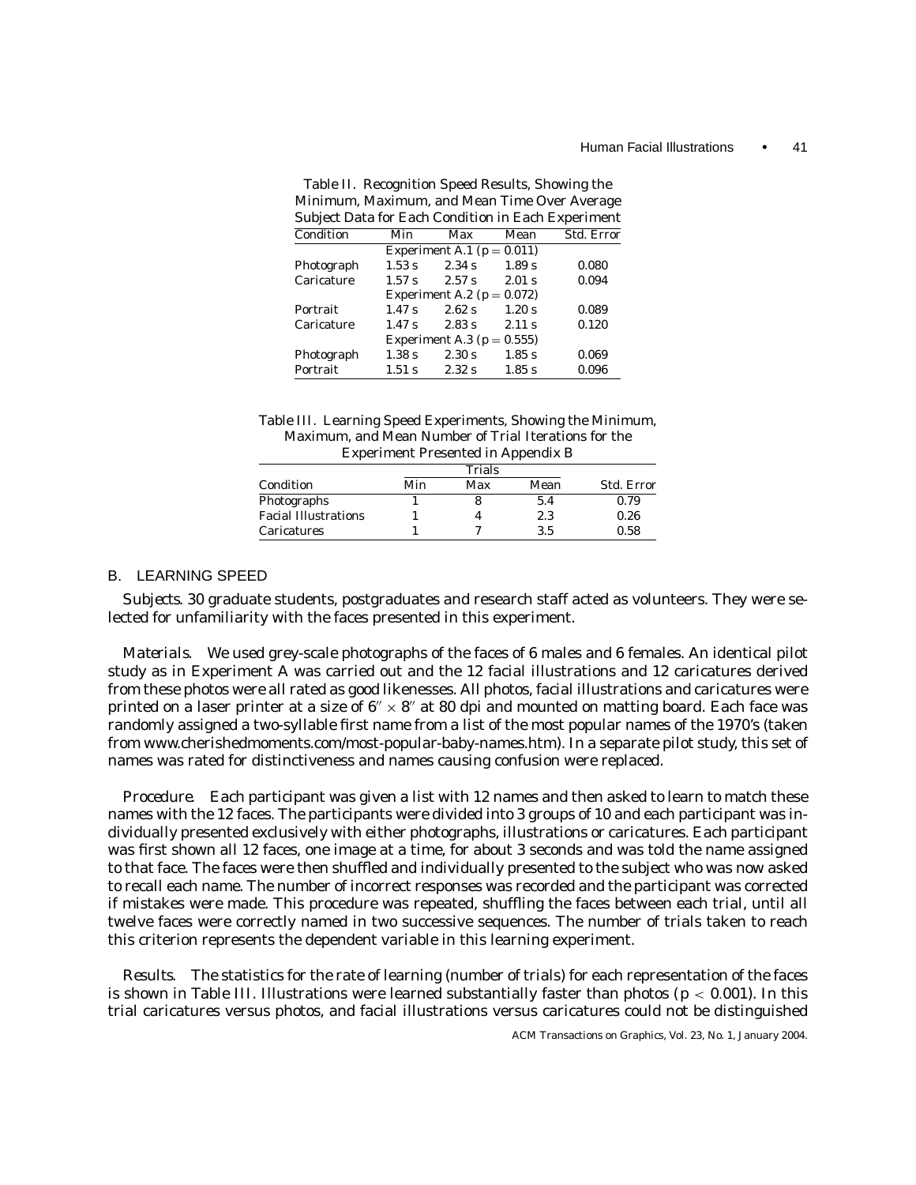Table II. Recognition Speed Results, Showing the Minimum, Maximum, and Mean Time Over Average Subject Data for Each Condition in Each Experiment

| Condition | Min | Max | Mean | Std. Error |
|---|---|---|---|---|
| | Experiment A.1 ($p = 0.011$) | | | |
| Photograph | 1.53 s | 2.34 s | 1.89 s | 0.080 |
| Caricature | 1.57 s | 2.57 s | 2.01 s | 0.094 |
| | Experiment A.2 ($p = 0.072$) | | | |
| Portrait | 1.47 s | 2.62 s | 1.20 s | 0.089 |
| Caricature | 1.47 s | 2.83 s | 2.11 s | 0.120 |
| | Experiment A.3 ($p = 0.555$) | | | |
| Photograph | 1.38 s | 2.30 s | 1.85 s | 0.069 |
| Portrait | 1.51 s | 2.32 s | 1.85 s | 0.096 |

Table III. Learning Speed Experiments, Showing the Minimum, Maximum, and Mean Number of Trial Iterations for the Experiment Presented in Appendix B

| | Trials | | | |
|---|---|---|---|---|
| Condition | Min | Max | Mean | Std. Error |
| Photographs | 1 | 8 | 5.4 | 0.79 |
| Facial Illustrations | 1 | 4 | 2.3 | 0.26 |
| Caricatures | 1 | 7 | 3.5 | 0.58 |

## B. LEARNING SPEED

*Subjects.* 30 graduate students, postgraduates and research staff acted as volunteers. They were selected for unfamiliarity with the faces presented in this experiment.

*Materials.* We used grey-scale photographs of the faces of 6 males and 6 females. An identical pilot study as in Experiment A was carried out and the 12 facial illustrations and 12 caricatures derived from these photos were all rated as good likenesses. All photos, facial illustrations and caricatures were printed on a laser printer at a size of $6'' \times 8''$ at 80 dpi and mounted on matting board. Each face was randomly assigned a two-syllable first name from a list of the most popular names of the 1970's (taken from www.cherishedmoments.com/most-popular-baby-names.htm). In a separate pilot study, this set of names was rated for distinctiveness and names causing confusion were replaced.

*Procedure.* Each participant was given a list with 12 names and then asked to learn to match these names with the 12 faces. The participants were divided into 3 groups of 10 and each participant was individually presented exclusively with either photographs, illustrations or caricatures. Each participant was first shown all 12 faces, one image at a time, for about 3 seconds and was told the name assigned to that face. The faces were then shuffled and individually presented to the subject who was now asked to recall each name. The number of incorrect responses was recorded and the participant was corrected if mistakes were made. This procedure was repeated, shuffling the faces between each trial, until all twelve faces were correctly named in two successive sequences. The number of trials taken to reach this criterion represents the dependent variable in this learning experiment.

*Results.* The statistics for the rate of learning (number of trials) for each representation of the faces is shown in Table III. Illustrations were learned substantially faster than photos ($p < 0.001$). In this trial caricatures versus photos, and facial illustrations versus caricatures could not be distinguished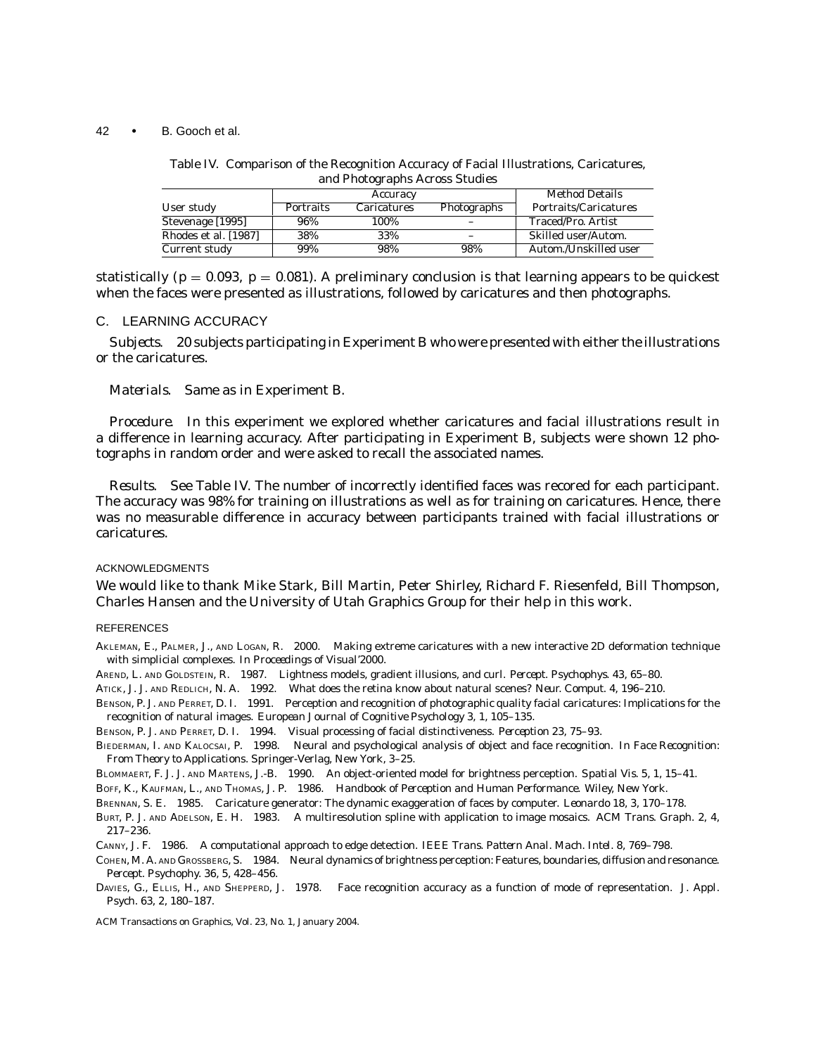Table IV. Comparison of the Recognition Accuracy of Facial Illustrations, Caricatures, and Photographs Across Studies

| | Accuracy | | | Method Details |
|---|---|---|---|---|
| User study | Portraits | Caricatures | Photographs | Portraits/Caricatures |
| Stevenage [1995] | 96% | 100% | – | Traced/Pro. Artist |
| Rhodes et al. [1987] | 38% | 33% | – | Skilled user/Autom. |
| Current study | 99% | 98% | 98% | Autom./Unskilled user |

statistically ($p = 0.093$, $p = 0.081$). A preliminary conclusion is that learning appears to be quickest when the faces were presented as illustrations, followed by caricatures and then photographs.

## C. LEARNING ACCURACY

*Subjects.* 20 subjects participating in Experiment B who were presented with either the illustrations or the caricatures.

*Materials.* Same as in Experiment B.

*Procedure.* In this experiment we explored whether caricatures and facial illustrations result in a difference in learning accuracy. After participating in Experiment B, subjects were shown 12 photographs in random order and were asked to recall the associated names.

*Results.* See Table IV. The number of incorrectly identified faces was recored for each participant. The accuracy was 98% for training on illustrations as well as for training on caricatures. Hence, there was no measurable difference in accuracy between participants trained with facial illustrations or caricatures.

## ACKNOWLEDGMENTS

We would like to thank Mike Stark, Bill Martin, Peter Shirley, Richard F. Riesenfeld, Bill Thompson, Charles Hansen and the University of Utah Graphics Group for their help in this work.

## REFERENCES

Akleman, E., Palmer, J., and Logan, R. 2000. Making extreme caricatures with a new interactive 2D deformation technique with simplicial complexes. In *Proceedings of Visual'2000*.

Arend, L. and Goldstein, R. 1987. Lightness models, gradient illusions, and curl. *Percept. Psychophys. 43*, 65–80.

Atick, J. J. and Redlich, N. A. 1992. What does the retina know about natural scenes? *Neur. Comput. 4*, 196–210.

Benson, P. J. and Perret, D. I. 1991. Perception and recognition of photographic quality facial caricatures: Implications for the recognition of natural images. *European Journal of Cognitive Psychology 3*, 1, 105–135.

Benson, P. J. and Perret, D. I. 1994. Visual processing of facial distinctiveness. *Perception 23*, 75–93.

Biederman, I. and Kalocsai, P. 1998. Neural and psychological analysis of object and face recognition. In *Face Recognition: From Theory to Applications*. Springer-Verlag, New York, 3–25.

Blommaert, F. J. J. and Martens, J.-B. 1990. An object-oriented model for brightness perception. *Spatial Vis. 5*, 1, 15–41.

Boff, K., Kaufman, L., and Thomas, J. P. 1986. *Handbook of Perception and Human Performance*. Wiley, New York.

Brennan, S. E. 1985. Caricature generator: The dynamic exaggeration of faces by computer. *Leonardo 18*, 3, 170–178.

Burt, P. J. and Adelson, E. H. 1983. A multiresolution spline with application to image mosaics. *ACM Trans. Graph. 2*, 4, 217–236.

Canny, J. F. 1986. A computational approach to edge detection. *IEEE Trans. Pattern Anal. Mach. Intel. 8*, 769–798.

Cohen, M. A. and Grossberg, S. 1984. Neural dynamics of brightness perception: Features, boundaries, diffusion and resonance. *Percept. Psychophy. 36*, 5, 428–456.

Davies, G., Ellis, H., and Shepperd, J. 1978. Face recognition accuracy as a function of mode of representation. *J. Appl. Psych. 63*, 2, 180–187.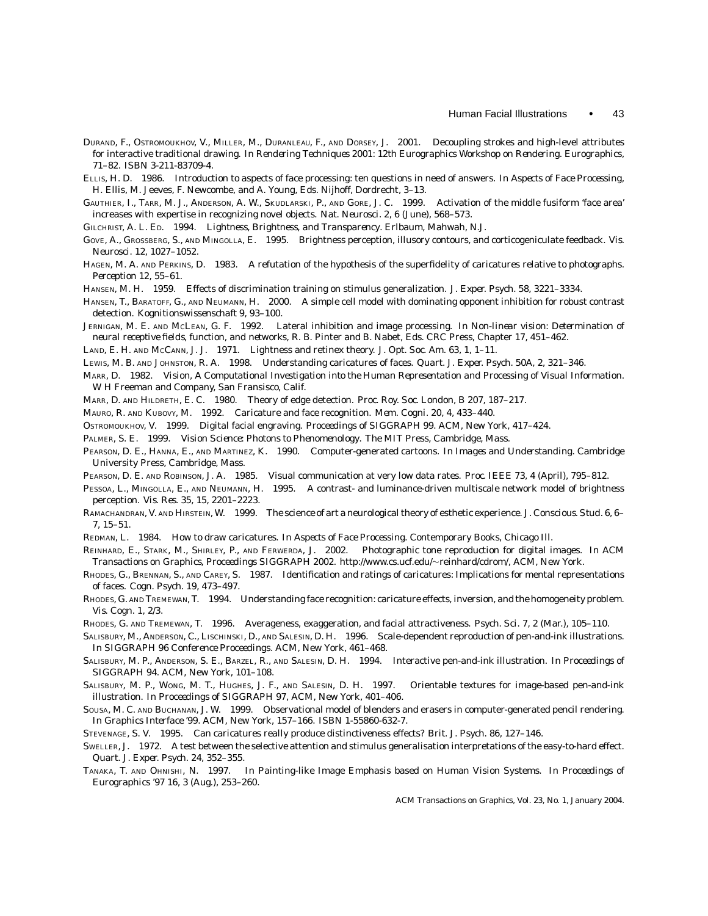DURAND, F., OSTROMOUKHOV, V., MILLER, M., DURANLEAU, F., AND DORSEY, J. 2001. Decoupling strokes and high-level attributes for interactive traditional drawing. In *Rendering Techniques 2001: 12th Eurographics Workshop on Rendering*. Eurographics, 71–82. ISBN 3-211-83709-4.

ELLIS, H. D. 1986. Introduction to aspects of face processing: ten questions in need of answers. In *Aspects of Face Processing*, H. Ellis, M. Jeeves, F. Newcombe, and A. Young, Eds. Nijhoff, Dordrecht, 3–13.

GAUTHIER, I., TARR, M. J., ANDERSON, A. W., SKUDLARSKI, P., AND GORE, J. C. 1999. Activation of the middle fusiform 'face area' increases with expertise in recognizing novel objects. *Nat. Neurosci. 2*, 6 (June), 568–573.

GILCHRIST, A. L. ED. 1994. *Lightness, Brightness, and Transparency*. Erlbaum, Mahwah, N.J.

GOVE, A., GROSSBERG, S., AND MINGOLLA, E. 1995. Brightness perception, illusory contours, and corticogeniculate feedback. *Vis. Neurosci. 12*, 1027–1052.

HAGEN, M. A. AND PERKINS, D. 1983. A refutation of the hypothesis of the superfidelity of caricatures relative to photographs. *Perception 12*, 55–61.

HANSEN, M. H. 1959. Effects of discrimination training on stimulus generalization. *J. Exper. Psych. 58*, 3221–3334.

HANSEN, T., BARATOFF, G., AND NEUMANN, H. 2000. A simple cell model with dominating opponent inhibition for robust contrast detection. *Kognitionswissenschaft 9*, 93–100.

JERNIGAN, M. E. AND MCLEAN, G. F. 1992. Lateral inhibition and image processing. In *Non-linear vision: Determination of neural receptive fields, function, and networks*, R. B. Pinter and B. Nabet, Eds. CRC Press, Chapter 17, 451–462.

LAND, E. H. AND MCCANN, J. J. 1971. Lightness and retinex theory. *J. Opt. Soc. Am. 63*, 1, 1–11.

LEWIS, M. B. AND JOHNSTON, R. A. 1998. Understanding caricatures of faces. *Quart. J. Exper. Psych. 50A*, 2, 321–346.

MARR, D. 1982. *Vision, A Computational Investigation into the Human Representation and Processing of Visual Information*. W H Freeman and Company, San Fransisco, Calif.

MARR, D. AND HILDRETH, E. C. 1980. Theory of edge detection. *Proc. Roy. Soc. London, B 207*, 187–217.

MAURO, R. AND KUBOVY, M. 1992. Caricature and face recognition. *Mem. Cogni. 20*, 4, 433–440.

OSTROMOUKHOV, V. 1999. Digital facial engraving. *Proceedings of SIGGRAPH 99*. ACM, New York, 417–424.

PALMER, S. E. 1999. *Vision Science: Photons to Phenomenology*. The MIT Press, Cambridge, Mass.

PEARSON, D. E., HANNA, E., AND MARTINEZ, K. 1990. Computer-generated cartoons. In *Images and Understanding*. Cambridge University Press, Cambridge, Mass.

PEARSON, D. E. AND ROBINSON, J. A. 1985. Visual communication at very low data rates. *Proc. IEEE 73*, 4 (April), 795–812.

PESSOA, L., MINGOLLA, E., AND NEUMANN, H. 1995. A contrast- and luminance-driven multiscale network model of brightness perception. *Vis. Res. 35*, 15, 2201–2223.

RAMACHANDRAN, V. AND HIRSTEIN, W. 1999. The science of art a neurological theory of esthetic experience. *J. Conscious. Stud. 6*, 6–7, 15–51.

REDMAN, L. 1984. How to draw caricatures. In *Aspects of Face Processing*. Contemporary Books, Chicago Ill.

REINHARD, E., STARK, M., SHIRLEY, P., AND FERWERDA, J. 2002. Photographic tone reproduction for digital images. In *ACM Transactions on Graphics, Proceedings SIGGRAPH 2002*. http://www.cs.ucf.edu/~reinhard/cdrom/, ACM, New York.

RHODES, G., BRENNAN, S., AND CAREY, S. 1987. Identification and ratings of caricatures: Implications for mental representations of faces. *Cogn. Psych. 19*, 473–497.

RHODES, G. AND TREMEWAN, T. 1994. Understanding face recognition: caricature effects, inversion, and the homogeneity problem. *Vis. Cogn. 1*, 2/3.

RHODES, G. AND TREMEWAN, T. 1996. Averageness, exaggeration, and facial attractiveness. *Psych. Sci. 7*, 2 (Mar.), 105–110.

SALISBURY, M., ANDERSON, C., LISCHINSKI, D., AND SALESIN, D. H. 1996. Scale-dependent reproduction of pen-and-ink illustrations. In *SIGGRAPH 96 Conference Proceedings*. ACM, New York, 461–468.

SALISBURY, M. P., ANDERSON, S. E., BARZEL, R., AND SALESIN, D. H. 1994. Interactive pen-and-ink illustration. In *Proceedings of SIGGRAPH 94*. ACM, New York, 101–108.

SALISBURY, M. P., WONG, M. T., HUGHES, J. F., AND SALESIN, D. H. 1997. Orientable textures for image-based pen-and-ink illustration. In *Proceedings of SIGGRAPH 97*, ACM, New York, 401–406.

SOUSA, M. C. AND BUCHANAN, J. W. 1999. Observational model of blenders and erasers in computer-generated pencil rendering. In *Graphics Interface '99*. ACM, New York, 157–166. ISBN 1-55860-632-7.

STEVENAGE, S. V. 1995. Can caricatures really produce distinctiveness effects? *Brit. J. Psych. 86*, 127–146.

SWELLER, J. 1972. A test between the selective attention and stimulus generalisation interpretations of the easy-to-hard effect. *Quart. J. Exper. Psych. 24*, 352–355.

TANAKA, T. AND OHNISHI, N. 1997. In Painting-like Image Emphasis based on Human Vision Systems. In *Proceedings of Eurographics '97 16*, 3 (Aug.), 253–260.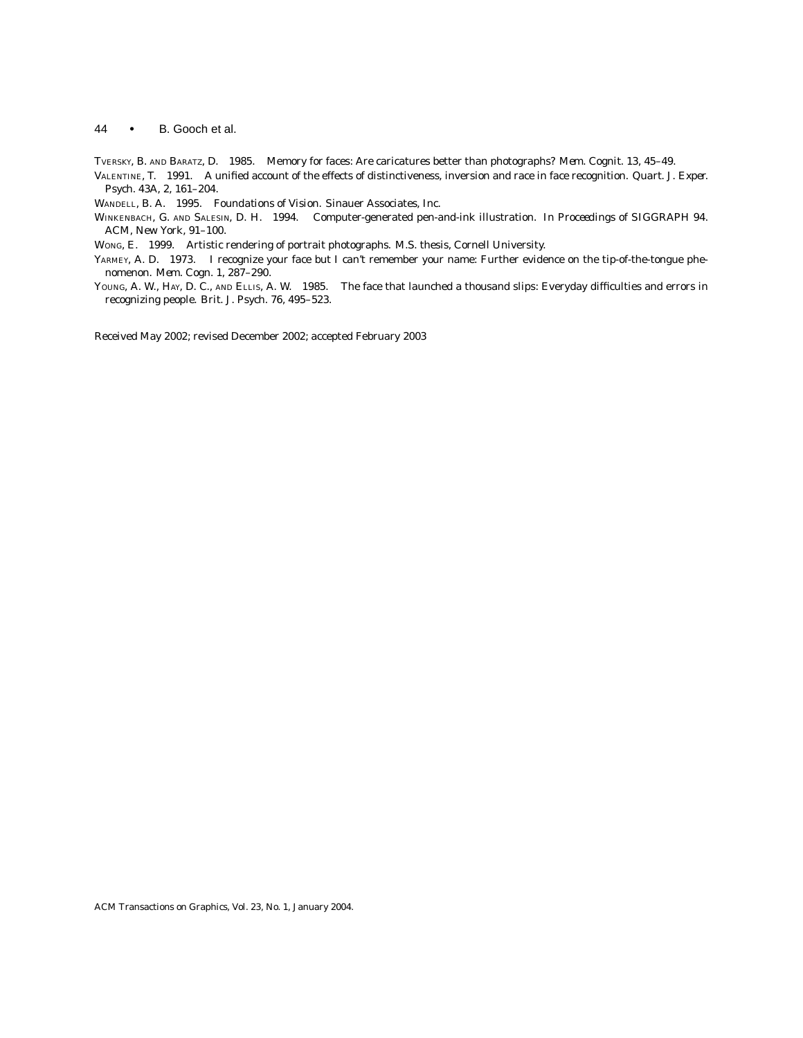TVERSKY, B. AND BARATZ, D. 1985. Memory for faces: Are caricatures better than photographs? *Mem. Cognit.* 13, 45–49.

VALENTINE, T. 1991. A unified account of the effects of distinctiveness, inversion and race in face recognition. *Quart. J. Exper. Psych.* 43A, 2, 161–204.

WANDELL, B. A. 1995. *Foundations of Vision*. Sinauer Associates, Inc.

WINKENBACH, G. AND SALESIN, D. H. 1994. Computer-generated pen-and-ink illustration. In *Proceedings of SIGGRAPH 94*. ACM, New York, 91–100.

WONG, E. 1999. Artistic rendering of portrait photographs. M.S. thesis, Cornell University.

YARMEY, A. D. 1973. I recognize your face but I can't remember your name: Further evidence on the tip-of-the-tongue phenomenon. *Mem. Cogn.* 1, 287–290.

YOUNG, A. W., HAY, D. C., AND ELLIS, A. W. 1985. The face that launched a thousand slips: Everyday difficulties and errors in recognizing people. *Brit. J. Psych.* 76, 495–523.

Received May 2002; revised December 2002; accepted February 2003